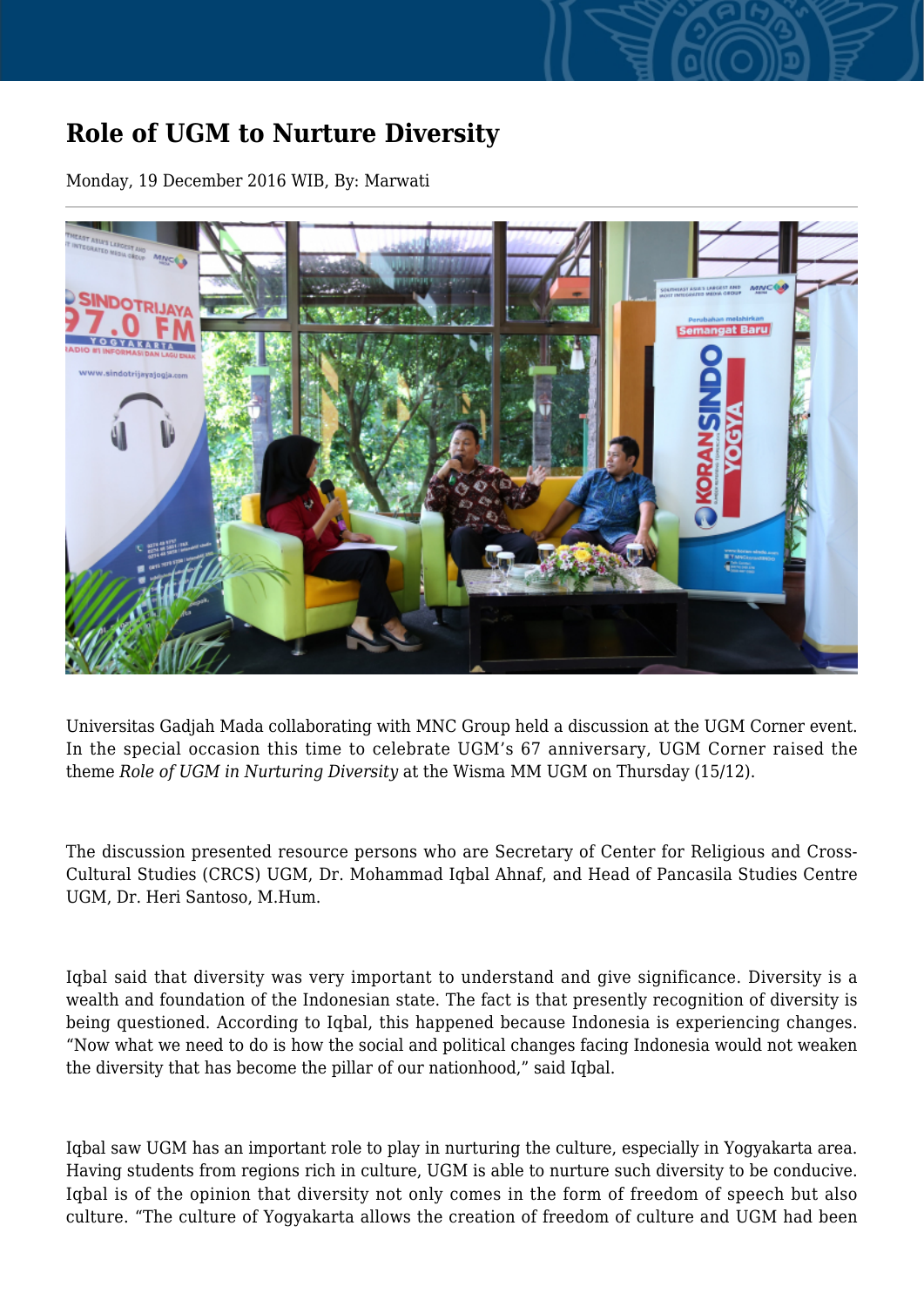# Role of UGM to Nurture Diversity

Monday, 19 December 2016 WIB, By: Marwati

Universitas Gadjah Mada collaborating with MNC Group held a discussion at the UGM Corner event. In the special occasion this time to celebrate UGM's 67 anniversary, UGM Corner raised the theme *Role of UGM in Nurturing Diversity* at the Wisma MM UGM on Thursday (15/12).

The discussion presented resource persons who are Secretary of Center for Religious and Cross-Cultural Studies (CRCS) UGM, Dr. Mohammad Iqbal Ahnaf, and Head of Pancasila Studies Centre UGM, Dr. Heri Santoso, M.Hum.

Iqbal said that diversity was very important to understand and give significance. Diversity is a wealth and foundation of the Indonesian state. The fact is that presently recognition of diversity is being questioned. According to Iqbal, this happened because Indonesia is experiencing changes. "Now what we need to do is how the social and political changes facing Indonesia would not weaken the diversity that has become the pillar of our nationhood," said Iqbal.

Iqbal saw UGM has an important role to play in nurturing the culture, especially in Yogyakarta area. Having students from regions rich in culture, UGM is able to nurture such diversity to be conducive. Iqbal is of the opinion that diversity not only comes in the form of freedom of speech but also culture. "The culture of Yogyakarta allows the creation of freedom of culture and UGM had been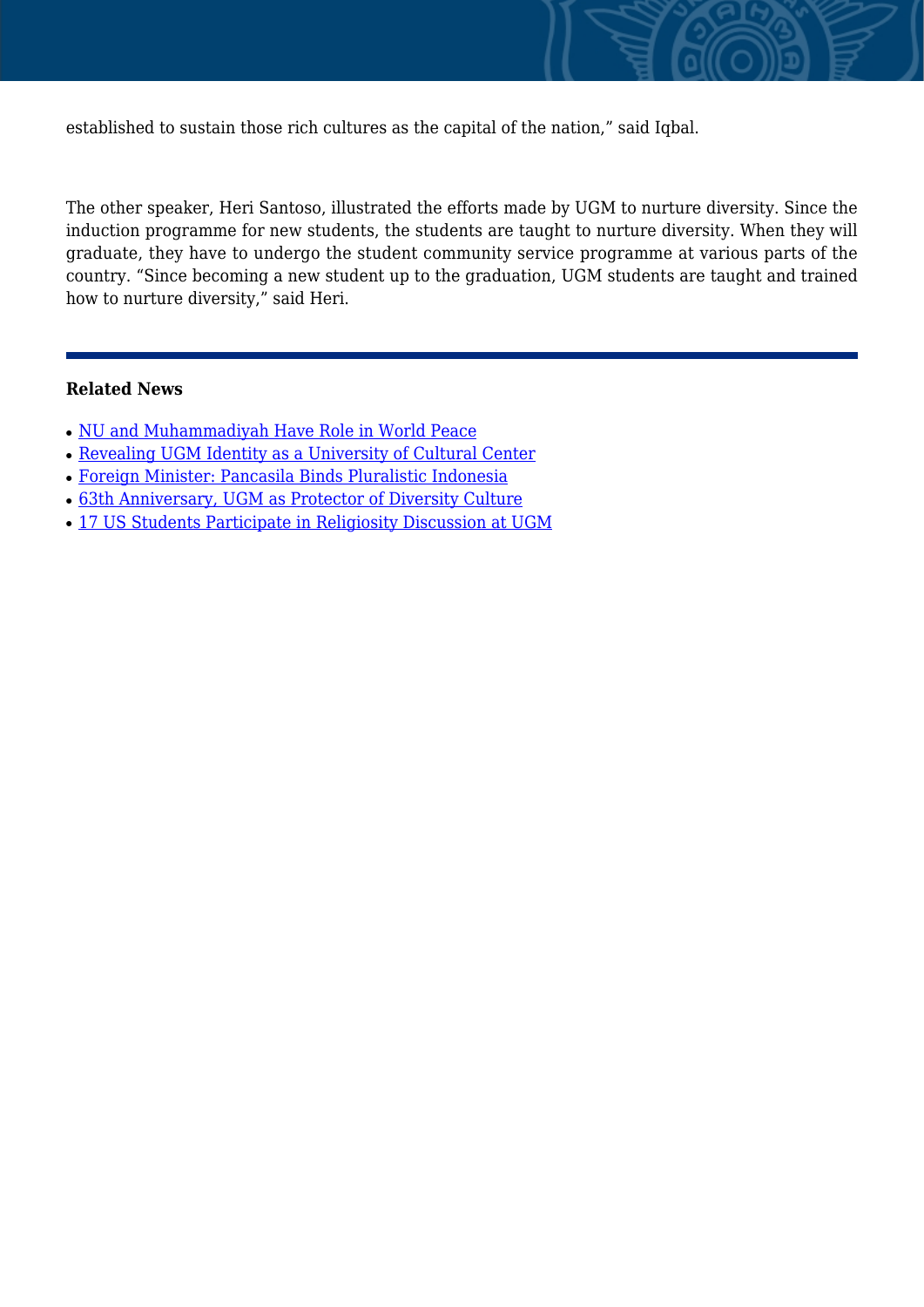established to sustain those rich cultures as the capital of the nation," said Iqbal.

The other speaker, Heri Santoso, illustrated the efforts made by UGM to nurture diversity. Since the induction programme for new students, the students are taught to nurture diversity. When they will graduate, they have to undergo the student community service programme at various parts of the country. "Since becoming a new student up to the graduation, UGM students are taught and trained how to nurture diversity," said Heri.

---

**Related News**

- NU and Muhammadiyah Have Role in World Peace
- Revealing UGM Identity as a University of Cultural Center
- Foreign Minister: Pancasila Binds Pluralistic Indonesia
- 63th Anniversary, UGM as Protector of Diversity Culture
- 17 US Students Participate in Religiosity Discussion at UGM